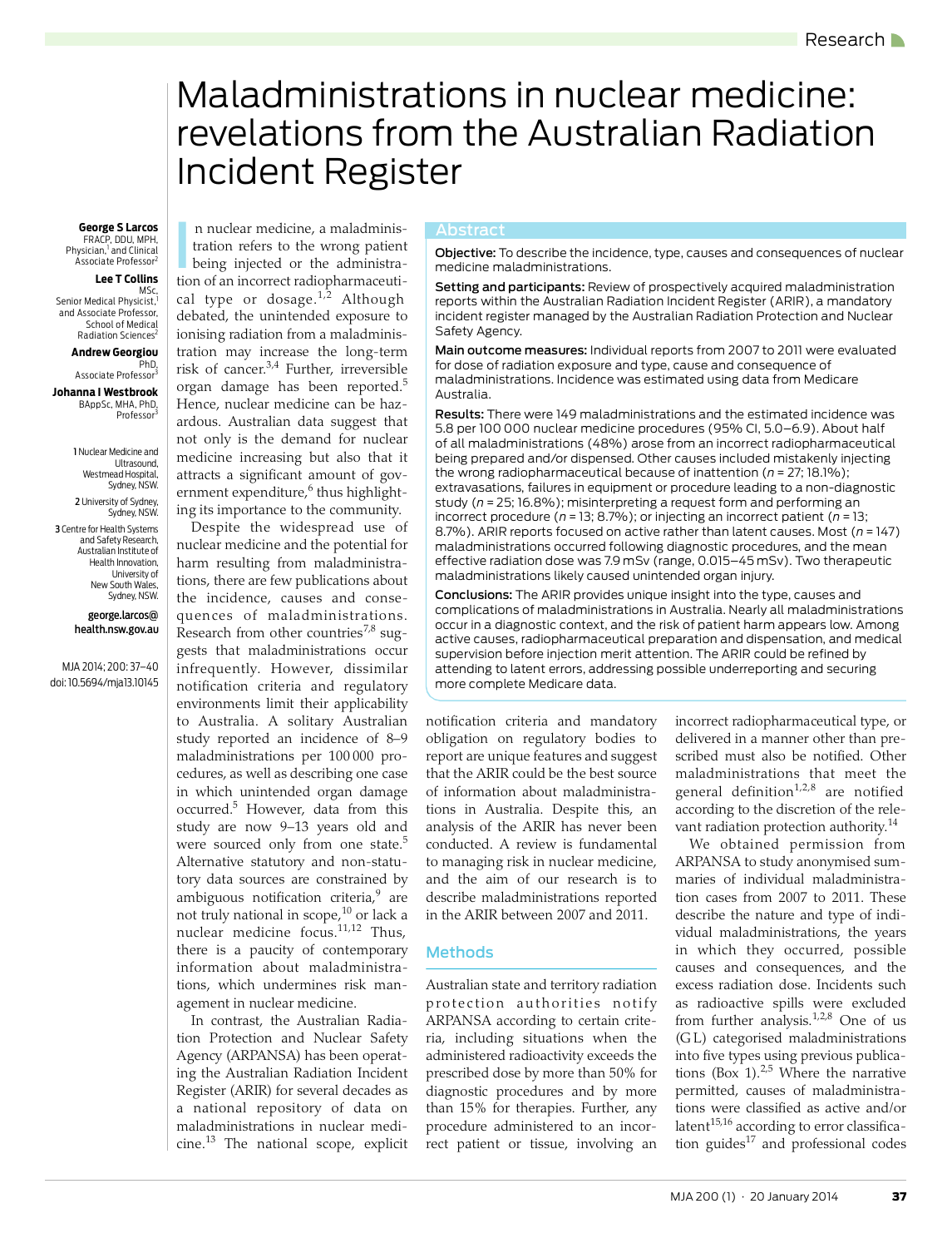# Maladministrations in nuclear medicine: revelations from the Australian Radiation Incident Register

**George S Larcos**
FRACP, DDU, MPH, Physician,[1] and Clinical Associate Professor[2]

**Lee T Collins**
MSc, Senior Medical Physicist,[1] and Associate Professor, School of Medical Radiation Sciences[2]

**Andrew Georgiou**
PhD, Associate Professor[3]

**Johanna I Westbrook**
BAppSc, MHA, PhD, Professor[3]

1 Nuclear Medicine and Ultrasound, Westmead Hospital, Sydney, NSW.
2 University of Sydney, Sydney, NSW.
3 Centre for Health Systems and Safety Research, Australian Institute of Health Innovation, University of New South Wales, Sydney, NSW.

george.larcos@health.nsw.gov.au

MJA 2014; 200: 37–40
doi: 10.5694/mja13.10145

## Abstract

**Objective:** To describe the incidence, type, causes and consequences of nuclear medicine maladministrations.

**Setting and participants:** Review of prospectively acquired maladministration reports within the Australian Radiation Incident Register (ARIR), a mandatory incident register managed by the Australian Radiation Protection and Nuclear Safety Agency.

**Main outcome measures:** Individual reports from 2007 to 2011 were evaluated for dose of radiation exposure and type, cause and consequence of maladministrations. Incidence was estimated using data from Medicare Australia.

**Results:** There were 149 maladministrations and the estimated incidence was 5.8 per 100 000 nuclear medicine procedures (95% CI, 5.0–6.9). About half of all maladministrations (48%) arose from an incorrect radiopharmaceutical being prepared and/or dispensed. Other causes included mistakenly injecting the wrong radiopharmaceutical because of inattention (*n* = 27; 18.1%); extravasations, failures in equipment or procedure leading to a non-diagnostic study (*n* = 25; 16.8%); misinterpreting a request form and performing an incorrect procedure (*n* = 13; 8.7%); or injecting an incorrect patient (*n* = 13; 8.7%). ARIR reports focused on active rather than latent causes. Most (*n* = 147) maladministrations occurred following diagnostic procedures, and the mean effective radiation dose was 7.9 mSv (range, 0.015–45 mSv). Two therapeutic maladministrations likely caused unintended organ injury.

**Conclusions:** The ARIR provides unique insight into the type, causes and complications of maladministrations in Australia. Nearly all maladministrations occur in a diagnostic context, and the risk of patient harm appears low. Among active causes, radiopharmaceutical preparation and dispensation, and medical supervision before injection merit attention. The ARIR could be refined by attending to latent errors, addressing possible underreporting and securing more complete Medicare data.

In nuclear medicine, a maladministration refers to the wrong patient being injected or the administration of an incorrect radiopharmaceutical type or dosage.[1,2] Although debated, the unintended exposure to ionising radiation from a maladministration may increase the long-term risk of cancer.[3,4] Further, irreversible organ damage has been reported.[5] Hence, nuclear medicine can be hazardous. Australian data suggest that not only is the demand for nuclear medicine increasing but also that it attracts a significant amount of government expenditure,[6] thus highlighting its importance to the community.

Despite the widespread use of nuclear medicine and the potential for harm resulting from maladministrations, there are few publications about the incidence, causes and consequences of maladministrations. Research from other countries[7,8] suggests that maladministrations occur infrequently. However, dissimilar notification criteria and regulatory environments limit their applicability to Australia. A solitary Australian study reported an incidence of 8–9 maladministrations per 100 000 procedures, as well as describing one case in which unintended organ damage occurred.[5] However, data from this study are now 9–13 years old and were sourced only from one state.[5] Alternative statutory and non-statutory data sources are constrained by ambiguous notification criteria,[9] are not truly national in scope,[10] or lack a nuclear medicine focus.[11,12] Thus, there is a paucity of contemporary information about maladministrations, which undermines risk management in nuclear medicine.

In contrast, the Australian Radiation Protection and Nuclear Safety Agency (ARPANSA) has been operating the Australian Radiation Incident Register (ARIR) for several decades as a national repository of data on maladministrations in nuclear medicine.[13] The national scope, explicit notification criteria and mandatory obligation on regulatory bodies to report are unique features and suggest that the ARIR could be the best source of information about maladministrations in Australia. Despite this, an analysis of the ARIR has never been conducted. A review is fundamental to managing risk in nuclear medicine, and the aim of our research is to describe maladministrations reported in the ARIR between 2007 and 2011.

## Methods

Australian state and territory radiation protection authorities notify ARPANSA according to certain criteria, including situations when the administered radioactivity exceeds the prescribed dose by more than 50% for diagnostic procedures and by more than 15% for therapies. Further, any procedure administered to an incorrect patient or tissue, involving an incorrect radiopharmaceutical type, or delivered in a manner other than prescribed must also be notified. Other maladministrations that meet the general definition[1,2,8] are notified according to the discretion of the relevant radiation protection authority.[14]

We obtained permission from ARPANSA to study anonymised summaries of individual maladministration cases from 2007 to 2011. These describe the nature and type of individual maladministrations, the years in which they occurred, possible causes and consequences, and the excess radiation dose. Incidents such as radioactive spills were excluded from further analysis.[1,2,8] One of us (GL) categorised maladministrations into five types using previous publications (Box 1).[2,5] Where the narrative permitted, causes of maladministrations were classified as active and/or latent[15,16] according to error classification guides[17] and professional codes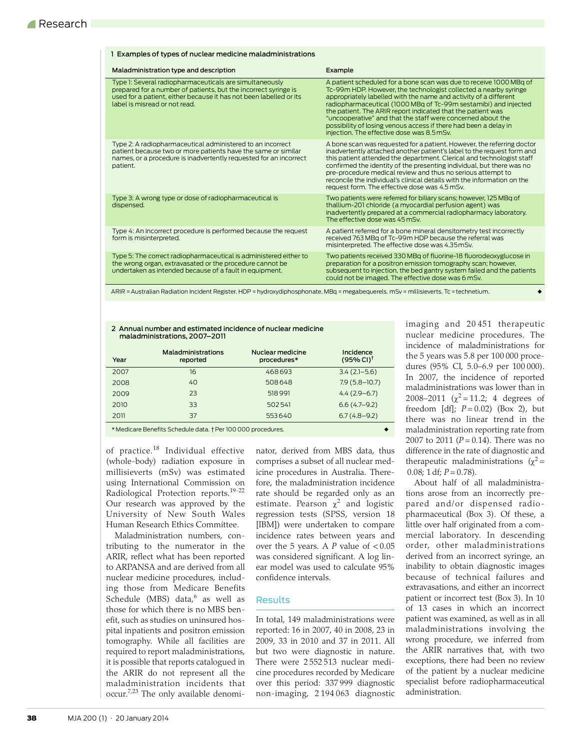**1 Examples of types of nuclear medicine maladministrations**

| Maladministration type and description | Example |
|---|---|
| Type 1: Several radiopharmaceuticals are simultaneously prepared for a number of patients, but the incorrect syringe is used for a patient, either because it has not been labelled or its label is misread or not read. | A patient scheduled for a bone scan was due to receive 1000 MBq of Tc-99m HDP. However, the technologist collected a nearby syringe appropriately labelled with the name and activity of a different radiopharmaceutical (1000 MBq of Tc-99m sestamibi) and injected the patient. The ARIR report indicated that the patient was "uncooperative" and that the staff were concerned about the possibility of losing venous access if there had been a delay in injection. The effective dose was 8.5 mSv. |
| Type 2: A radiopharmaceutical administered to an incorrect patient because two or more patients have the same or similar names, or a procedure is inadvertently requested for an incorrect patient. | A bone scan was requested for a patient. However, the referring doctor inadvertently attached another patient's label to the request form and this patient attended the department. Clerical and technologist staff confirmed the identity of the presenting individual, but there was no pre-procedure medical review and thus no serious attempt to reconcile the individual's clinical details with the information on the request form. The effective dose was 4.5 mSv. |
| Type 3: A wrong type or dose of radiopharmaceutical is dispensed. | Two patients were referred for biliary scans; however, 125 MBq of thallium-201 chloride (a myocardial perfusion agent) was inadvertently prepared at a commercial radiopharmacy laboratory. The effective dose was 45 mSv. |
| Type 4: An incorrect procedure is performed because the request form is misinterpreted. | A patient referred for a bone mineral densitometry test incorrectly received 763 MBq of Tc-99m HDP because the referral was misinterpreted. The effective dose was 4.35 mSv. |
| Type 5: The correct radiopharmaceutical is administered either to the wrong organ, extravasated or the procedure cannot be undertaken as intended because of a fault in equipment. | Two patients received 330 MBq of fluorine-18 fluorodeoxyglucose in preparation for a positron emission tomography scan; however, subsequent to injection, the bed gantry system failed and the patients could not be imaged. The effective dose was 6 mSv. |

ARIR = Australian Radiation Incident Register. HDP = hydroxydiphosphonate. MBq = megabequerels. mSv = millisieverts. Tc = technetium.

**2 Annual number and estimated incidence of nuclear medicine maladministrations, 2007–2011**

| Year | Maladministrations reported | Nuclear medicine procedures* | Incidence (95% CI)† |
|---|---|---|---|
| 2007 | 16 | 468 693 | 3.4 (2.1–5.6) |
| 2008 | 40 | 508 648 | 7.9 (5.8–10.7) |
| 2009 | 23 | 518 991 | 4.4 (2.9–6.7) |
| 2010 | 33 | 502 541 | 6.6 (4.7–9.2) |
| 2011 | 37 | 553 640 | 6.7 (4.8–9.2) |

\* Medicare Benefits Schedule data. † Per 100 000 procedures.

of practice.[18] Individual effective (whole-body) radiation exposure in millisieverts (mSv) was estimated using International Commission on Radiological Protection reports.[19-22] Our research was approved by the University of New South Wales Human Research Ethics Committee.

Maladministration numbers, contributing to the numerator in the ARIR, reflect what has been reported to ARPANSA and are derived from all nuclear medicine procedures, including those from Medicare Benefits Schedule (MBS) data,[6] as well as those for which there is no MBS benefit, such as studies on uninsured hospital inpatients and positron emission tomography. While all facilities are required to report maladministrations, it is possible that reports catalogued in the ARIR do not represent all the maladministration incidents that occur.[7,23] The only available denominator, derived from MBS data, thus comprises a subset of all nuclear medicine procedures in Australia. Therefore, the maladministration incidence rate should be regarded only as an estimate. Pearson $\chi^2$ and logistic regression tests (SPSS, version 18 [IBM]) were undertaken to compare incidence rates between years and over the 5 years. A $P$ value of $< 0.05$ was considered significant. A log linear model was used to calculate 95% confidence intervals.

## Results

In total, 149 maladministrations were reported: 16 in 2007, 40 in 2008, 23 in 2009, 33 in 2010 and 37 in 2011. All but two were diagnostic in nature. There were 2 552 513 nuclear medicine procedures recorded by Medicare over this period: 337 999 diagnostic non-imaging, 2 194 063 diagnostic imaging and 20 451 therapeutic nuclear medicine procedures. The incidence of maladministrations for the 5 years was 5.8 per 100 000 procedures (95% CI, 5.0–6.9 per 100 000). In 2007, the incidence of reported maladministrations was lower than in 2008–2011 ($\chi^2 = 11.2$; 4 degrees of freedom [df]; $P = 0.02$) (Box 2), but there was no linear trend in the maladministration reporting rate from 2007 to 2011 ($P = 0.14$). There was no difference in the rate of diagnostic and therapeutic maladministrations ($\chi^2 = 0.08$; 1 df; $P = 0.78$).

About half of all maladministrations arose from an incorrectly prepared and/or dispensed radiopharmaceutical (Box 3). Of these, a little over half originated from a commercial laboratory. In descending order, other maladministrations derived from an incorrect syringe, an inability to obtain diagnostic images because of technical failures and extravasations, and either an incorrect patient or incorrect test (Box 3). In 10 of 13 cases in which an incorrect patient was examined, as well as in all maladministrations involving the wrong procedure, we inferred from the ARIR narratives that, with two exceptions, there had been no review of the patient by a nuclear medicine specialist before radiopharmaceutical administration.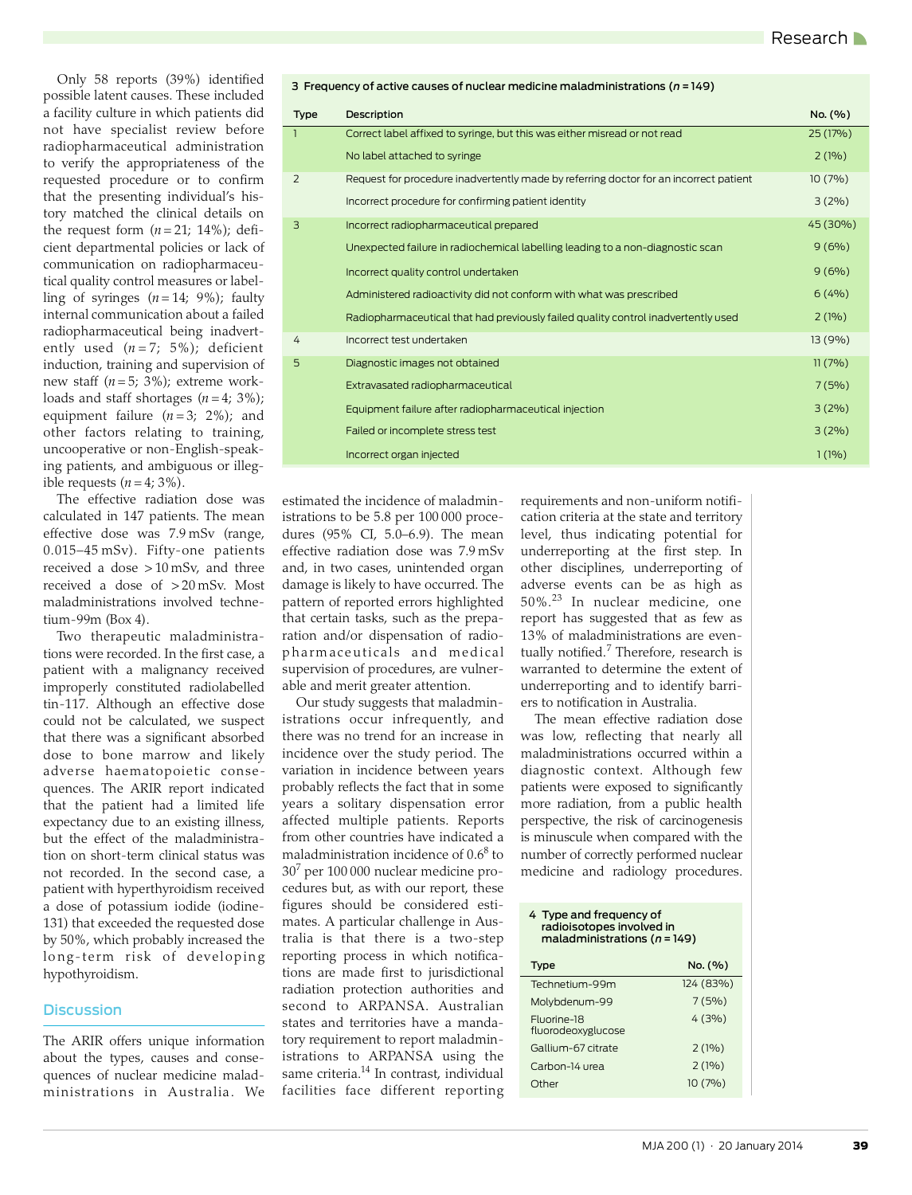Only 58 reports (39%) identified possible latent causes. These included a facility culture in which patients did not have specialist review before radiopharmaceutical administration to verify the appropriateness of the requested procedure or to confirm that the presenting individual's history matched the clinical details on the request form ($n = 21$; 14%); deficient departmental policies or lack of communication on radiopharmaceutical quality control measures or labelling of syringes ($n = 14$; 9%); faulty internal communication about a failed radiopharmaceutical being inadvertently used ($n = 7$; 5%); deficient induction, training and supervision of new staff ($n = 5$; 3%); extreme workloads and staff shortages ($n = 4$; 3%); equipment failure ($n = 3$; 2%); and other factors relating to training, uncooperative or non-English-speaking patients, and ambiguous or illegible requests ($n = 4$; 3%).

The effective radiation dose was calculated in 147 patients. The mean effective dose was 7.9 mSv (range, 0.015–45 mSv). Fifty-one patients received a dose > 10 mSv, and three received a dose of > 20 mSv. Most maladministrations involved technetium-99m (Box 4).

Two therapeutic maladministrations were recorded. In the first case, a patient with a malignancy received improperly constituted radiolabelled tin-117. Although an effective dose could not be calculated, we suspect that there was a significant absorbed dose to bone marrow and likely adverse haematopoietic consequences. The ARIR report indicated that the patient had a limited life expectancy due to an existing illness, but the effect of the maladministration on short-term clinical status was not recorded. In the second case, a patient with hyperthyroidism received a dose of potassium iodide (iodine-131) that exceeded the requested dose by 50%, which probably increased the long-term risk of developing hypothyroidism.

**3 Frequency of active causes of nuclear medicine maladministrations ($n = 149$)**

| Type | Description | No. (%) |
|---|---|---|
| 1 | Correct label affixed to syringe, but this was either misread or not read | 25 (17%) |
| | No label attached to syringe | 2 (1%) |
| 2 | Request for procedure inadvertently made by referring doctor for an incorrect patient | 10 (7%) |
| | Incorrect procedure for confirming patient identity | 3 (2%) |
| 3 | Incorrect radiopharmaceutical prepared | 45 (30%) |
| | Unexpected failure in radiochemical labelling leading to a non-diagnostic scan | 9 (6%) |
| | Incorrect quality control undertaken | 9 (6%) |
| | Administered radioactivity did not conform with what was prescribed | 6 (4%) |
| | Radiopharmaceutical that had previously failed quality control inadvertently used | 2 (1%) |
| 4 | Incorrect test undertaken | 13 (9%) |
| 5 | Diagnostic images not obtained | 11 (7%) |
| | Extravasated radiopharmaceutical | 7 (5%) |
| | Equipment failure after radiopharmaceutical injection | 3 (2%) |
| | Failed or incomplete stress test | 3 (2%) |
| | Incorrect organ injected | 1 (1%) |

## Discussion

The ARIR offers unique information about the types, causes and consequences of nuclear medicine maladministrations in Australia. We estimated the incidence of maladministrations to be 5.8 per 100 000 procedures (95% CI, 5.0–6.9). The mean effective radiation dose was 7.9 mSv and, in two cases, unintended organ damage is likely to have occurred. The pattern of reported errors highlighted that certain tasks, such as the preparation and/or dispensation of radiopharmaceuticals and medical supervision of procedures, are vulnerable and merit greater attention.

Our study suggests that maladministrations occur infrequently, and there was no trend for an increase in incidence over the study period. The variation in incidence between years probably reflects the fact that in some years a solitary dispensation error affected multiple patients. Reports from other countries have indicated a maladministration incidence of 0.6[8] to 30[7] per 100 000 nuclear medicine procedures but, as with our report, these figures should be considered estimates. A particular challenge in Australia is that there is a two-step reporting process in which notifications are made first to jurisdictional radiation protection authorities and second to ARPANSA. Australian states and territories have a mandatory requirement to report maladministrations to ARPANSA using the same criteria.[14] In contrast, individual facilities face different reporting requirements and non-uniform notification criteria at the state and territory level, thus indicating potential for underreporting at the first step. In other disciplines, underreporting of adverse events can be as high as 50%.[23] In nuclear medicine, one report has suggested that as few as 13% of maladministrations are eventually notified.[7] Therefore, research is warranted to determine the extent of underreporting and to identify barriers to notification in Australia.

The mean effective radiation dose was low, reflecting that nearly all maladministrations occurred within a diagnostic context. Although few patients were exposed to significantly more radiation, from a public health perspective, the risk of carcinogenesis is minuscule when compared with the number of correctly performed nuclear medicine and radiology procedures.

**4 Type and frequency of radioisotopes involved in maladministrations ($n = 149$)**

| Type | No. (%) |
|---|---|
| Technetium-99m | 124 (83%) |
| Molybdenum-99 | 7 (5%) |
| Fluorine-18 fluorodeoxyglucose | 4 (3%) |
| Gallium-67 citrate | 2 (1%) |
| Carbon-14 urea | 2 (1%) |
| Other | 10 (7%) |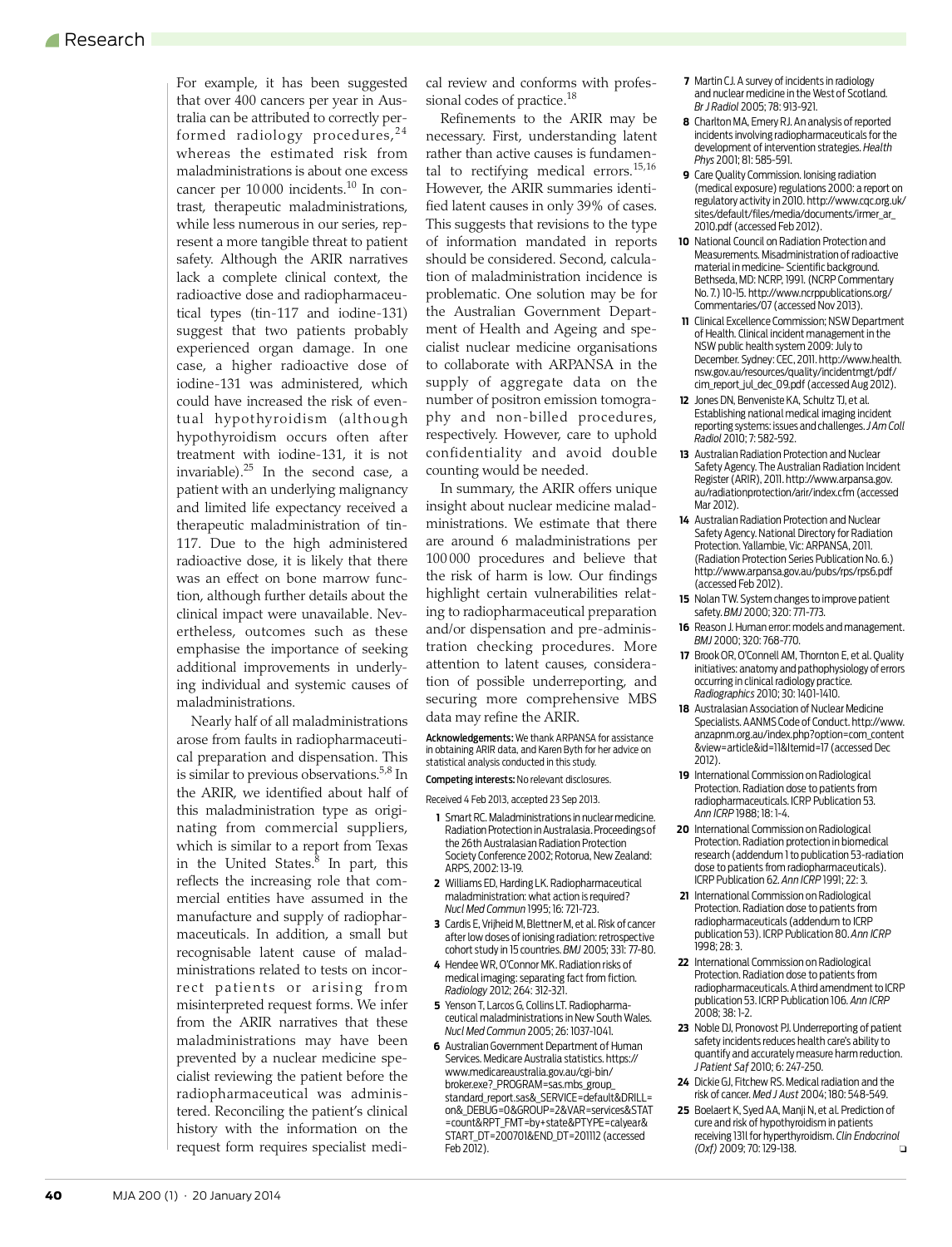For example, it has been suggested that over 400 cancers per year in Australia can be attributed to correctly performed radiology procedures,[24] whereas the estimated risk from maladministrations is about one excess cancer per 10 000 incidents.[10] In contrast, therapeutic maladministrations, while less numerous in our series, represent a more tangible threat to patient safety. Although the ARIR narratives lack a complete clinical context, the radioactive dose and radiopharmaceutical types (tin-117 and iodine-131) suggest that two patients probably experienced organ damage. In one case, a higher radioactive dose of iodine-131 was administered, which could have increased the risk of eventual hypothyroidism (although hypothyroidism occurs often after treatment with iodine-131, it is not invariable).[25] In the second case, a patient with an underlying malignancy and limited life expectancy received a therapeutic maladministration of tin-117. Due to the high administered radioactive dose, it is likely that there was an effect on bone marrow function, although further details about the clinical impact were unavailable. Nevertheless, outcomes such as these emphasise the importance of seeking additional improvements in underlying individual and systemic causes of maladministrations.

Nearly half of all maladministrations arose from faults in radiopharmaceutical preparation and dispensation. This is similar to previous observations.[5,8] In the ARIR, we identified about half of this maladministration type as originating from commercial suppliers, which is similar to a report from Texas in the United States.[8] In part, this reflects the increasing role that commercial entities have assumed in the manufacture and supply of radiopharmaceuticals. In addition, a small but recognisable latent cause of maladministrations related to tests on incorrect patients or arising from misinterpreted request forms. We infer from the ARIR narratives that these maladministrations may have been prevented by a nuclear medicine specialist reviewing the patient before the radiopharmaceutical was administered. Reconciling the patient's clinical history with the information on the request form requires specialist medical review and conforms with professional codes of practice.[18]

Refinements to the ARIR may be necessary. First, understanding latent rather than active causes is fundamental to rectifying medical errors.[15,16] However, the ARIR summaries identified latent causes in only 39% of cases. This suggests that revisions to the type of information mandated in reports should be considered. Second, calculation of maladministration incidence is problematic. One solution may be for the Australian Government Department of Health and Ageing and specialist nuclear medicine organisations to collaborate with ARPANSA in the supply of aggregate data on the number of positron emission tomography and non-billed procedures, respectively. However, care to uphold confidentiality and avoid double counting would be needed.

In summary, the ARIR offers unique insight about nuclear medicine maladministrations. We estimate that there are around 6 maladministrations per 100 000 procedures and believe that the risk of harm is low. Our findings highlight certain vulnerabilities relating to radiopharmaceutical preparation and/or dispensation and pre-administration checking procedures. More attention to latent causes, consideration of possible underreporting, and securing more comprehensive MBS data may refine the ARIR.

**Acknowledgements:** We thank ARPANSA for assistance in obtaining ARIR data, and Karen Byth for her advice on statistical analysis conducted in this study.

**Competing interests:** No relevant disclosures.

Received 4 Feb 2013, accepted 23 Sep 2013.

1. Smart RC. Maladministrations in nuclear medicine. Radiation Protection in Australasia. Proceedings of the 26th Australasian Radiation Protection Society Conference 2002; Rotorua, New Zealand: ARPS, 2002: 13-19.
2. Williams ED, Harding LK. Radiopharmaceutical maladministration: what action is required? *Nucl Med Commun* 1995; 16: 721-723.
3. Cardis E, Vrijheid M, Blettner M, et al. Risk of cancer after low doses of ionising radiation: retrospective cohort study in 15 countries. *BMJ* 2005; 331: 77-80.
4. Hendee WR, O'Connor MK. Radiation risks of medical imaging: separating fact from fiction. *Radiology* 2012; 264: 312-321.
5. Yenson T, Larcos G, Collins LT. Radiopharmaceutical maladministrations in New South Wales. *Nucl Med Commun* 2005; 26: 1037-1041.
6. Australian Government Department of Human Services. Medicare Australia statistics. https://www.medicareaustralia.gov.au/cgi-bin/broker.exe?_PROGRAM=sas.mbs_group_standard_report.sas&_SERVICE=default&DRILL=on&_DEBUG=0&GROUP=2&VAR=services&STAT=count&RPT_FMT=by+state&PTYPE=calyear&START_DT=200701&END_DT=201112 (accessed Feb 2012).
7. Martin CJ. A survey of incidents in radiology and nuclear medicine in the West of Scotland. *Br J Radiol* 2005; 78: 913-921.
8. Charlton MA, Emery RJ. An analysis of reported incidents involving radiopharmaceuticals for the development of intervention strategies. *Health Phys* 2001; 81: 585-591.
9. Care Quality Commission. Ionising radiation (medical exposure) regulations 2000: a report on regulatory activity in 2010. http://www.cqc.org.uk/sites/default/files/media/documents/irmer_ar_2010.pdf (accessed Feb 2012).
10. National Council on Radiation Protection and Measurements. Misadministration of radioactive material in medicine- Scientific background. Bethseda, MD: NCRP, 1991. (NCRP Commentary No. 7.) 10-15. http://www.ncrppublications.org/Commentaries/07 (accessed Nov 2013).
11. Clinical Excellence Commission; NSW Department of Health. Clinical incident management in the NSW public health system 2009: July to December. Sydney: CEC, 2011. http://www.health.nsw.gov.au/resources/quality/incidentmgt/pdf/cim_report_jul_dec_09.pdf (accessed Aug 2012).
12. Jones DN, Benveniste KA, Schultz TJ, et al. Establishing national medical imaging incident reporting systems: issues and challenges. *J Am Coll Radiol* 2010; 7: 582-592.
13. Australian Radiation Protection and Nuclear Safety Agency. The Australian Radiation Incident Register (ARIR), 2011. http://www.arpansa.gov.au/radiationprotection/arir/index.cfm (accessed Mar 2012).
14. Australian Radiation Protection and Nuclear Safety Agency. National Directory for Radiation Protection. Yallambie, Vic: ARPANSA, 2011. (Radiation Protection Series Publication No. 6.) http://www.arpansa.gov.au/pubs/rps/rps6.pdf (accessed Feb 2012).
15. Nolan TW. System changes to improve patient safety. *BMJ* 2000; 320: 771-773.
16. Reason J. Human error: models and management. *BMJ* 2000; 320: 768-770.
17. Brook OR, O'Connell AM, Thornton E, et al. Quality initiatives: anatomy and pathophysiology of errors occurring in clinical radiology practice. *Radiographics* 2010; 30: 1401-1410.
18. Australasian Association of Nuclear Medicine Specialists. AANMS Code of Conduct. http://www.anzapnm.org.au/index.php?option=com_content&view=article&id=11&Itemid=17 (accessed Dec 2012).
19. International Commission on Radiological Protection. Radiation dose to patients from radiopharmaceuticals. ICRP Publication 53. *Ann ICRP* 1988; 18: 1-4.
20. International Commission on Radiological Protection. Radiation protection in biomedical research (addendum 1 to publication 53-radiation dose to patients from radiopharmaceuticals). ICRP Publication 62. *Ann ICRP* 1991; 22: 3.
21. International Commission on Radiological Protection. Radiation dose to patients from radiopharmaceuticals (addendum to ICRP publication 53). ICRP Publication 80. *Ann ICRP* 1998; 28: 3.
22. International Commission on Radiological Protection. Radiation dose to patients from radiopharmaceuticals. A third amendment to ICRP publication 53. ICRP Publication 106. *Ann ICRP* 2008; 38: 1-2.
23. Noble DJ, Pronovost PJ. Underreporting of patient safety incidents reduces health care's ability to quantify and accurately measure harm reduction. *J Patient Saf* 2010; 6: 247-250.
24. Dickie GJ, Fitchew RS. Medical radiation and the risk of cancer. *Med J Aust* 2004; 180: 548-549.
25. Boelaert K, Syed AA, Manji N, et al. Prediction of cure and risk of hypothyroidism in patients receiving 131I for hyperthyroidism. *Clin Endocrinol (Oxf)* 2009; 70: 129-138. ❑